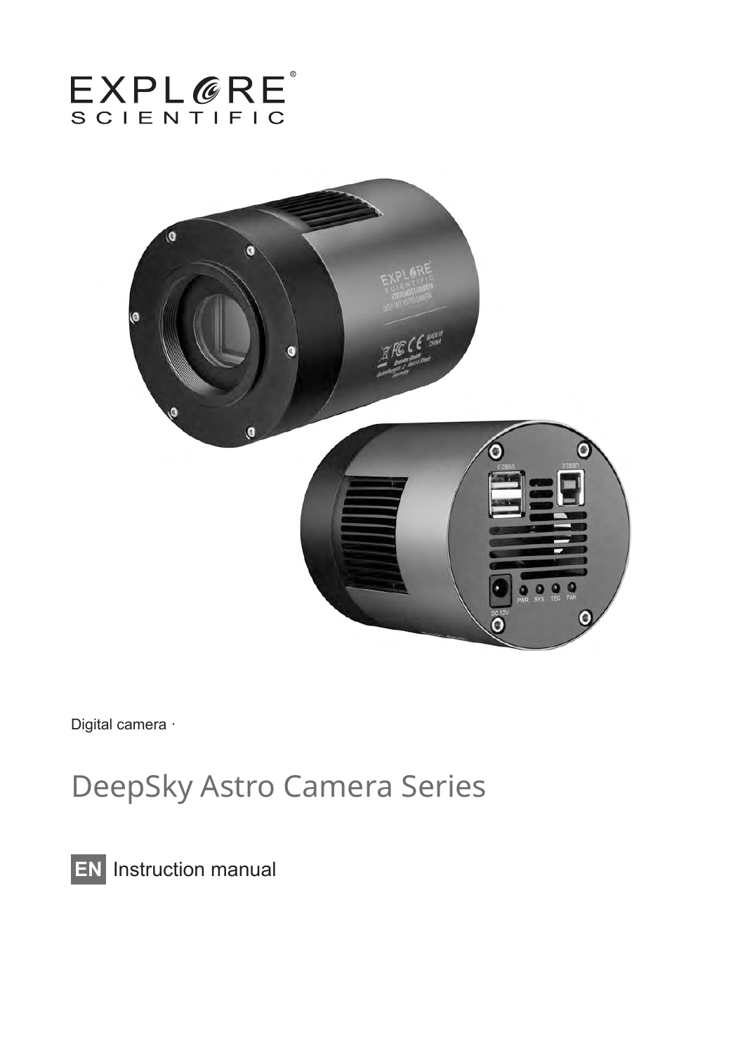EXPLORE SCIENTIFIC

Digital camera ·

# DeepSky Astro Camera Series

**EN** Instruction manual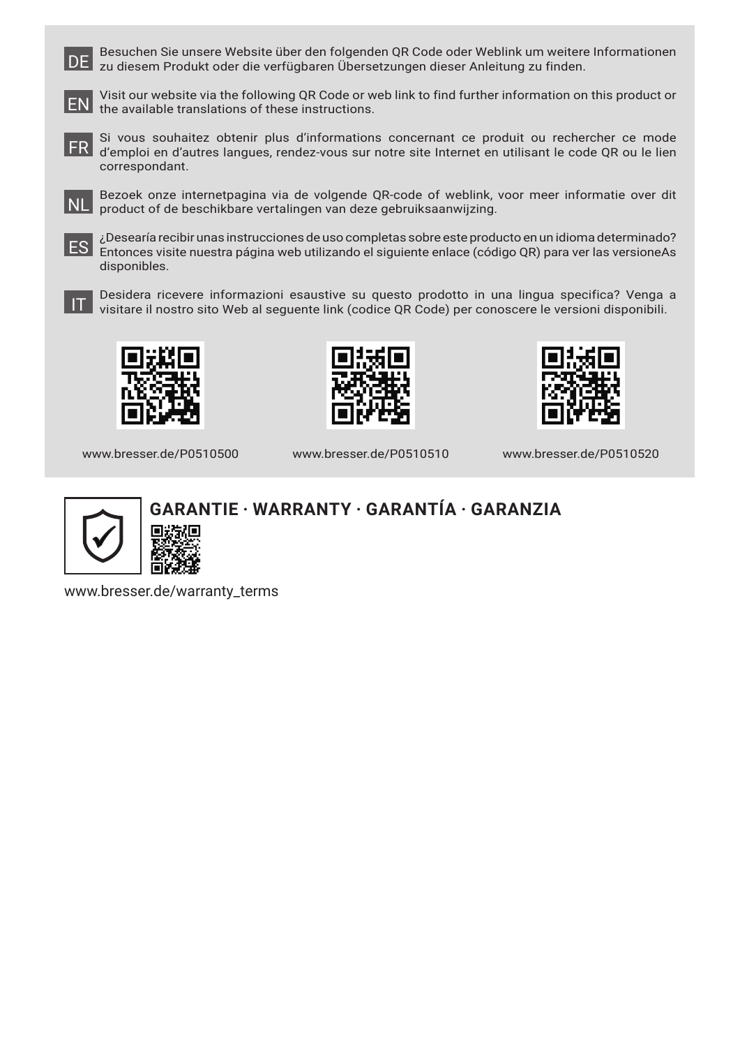**DE** Besuchen Sie unsere Website über den folgenden QR Code oder Weblink um weitere Informationen zu diesem Produkt oder die verfügbaren Übersetzungen dieser Anleitung zu finden.

**EN** Visit our website via the following QR Code or web link to find further information on this product or the available translations of these instructions.

**FR** Si vous souhaitez obtenir plus d'informations concernant ce produit ou rechercher ce mode d'emploi en d'autres langues, rendez-vous sur notre site Internet en utilisant le code QR ou le lien correspondant.

**NL** Bezoek onze internetpagina via de volgende QR-code of weblink, voor meer informatie over dit product of de beschikbare vertalingen van deze gebruiksaanwijzing.

**ES** ¿Desearía recibir unas instrucciones de uso completas sobre este producto en un idioma determinado? Entonces visite nuestra página web utilizando el siguiente enlace (código QR) para ver las versioneAs disponibles.

**IT** Desidera ricevere informazioni esaustive su questo prodotto in una lingua specifica? Venga a visitare il nostro sito Web al seguente link (codice QR Code) per conoscere le versioni disponibili.

www.bresser.de/P0510500

www.bresser.de/P0510510

www.bresser.de/P0510520

**GARANTIE · WARRANTY · GARANTÍA · GARANZIA**

www.bresser.de/warranty_terms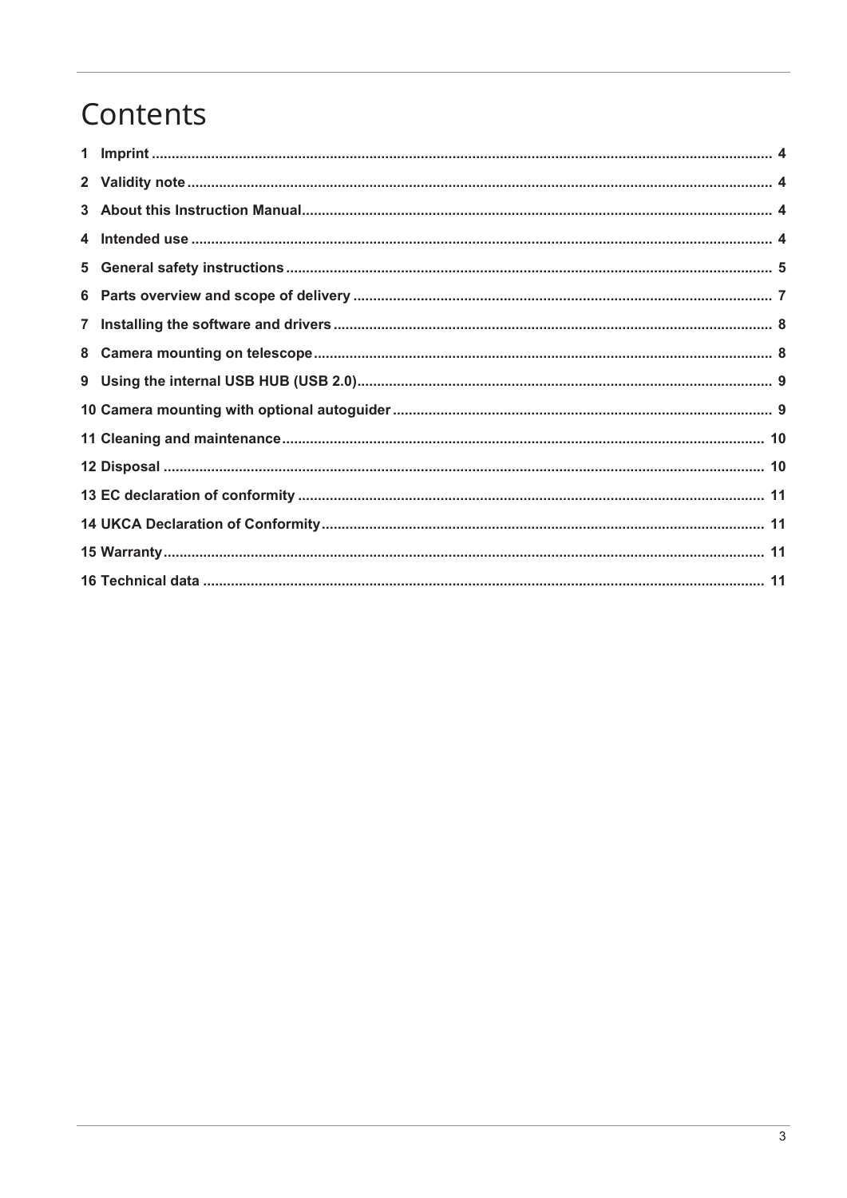# Contents

1 Imprint .......... 4
2 Validity note .......... 4
3 About this Instruction Manual .......... 4
4 Intended use .......... 4
5 General safety instructions .......... 5
6 Parts overview and scope of delivery .......... 7
7 Installing the software and drivers .......... 8
8 Camera mounting on telescope .......... 8
9 Using the internal USB HUB (USB 2.0) .......... 9
10 Camera mounting with optional autoguider .......... 9
11 Cleaning and maintenance .......... 10
12 Disposal .......... 10
13 EC declaration of conformity .......... 11
14 UKCA Declaration of Conformity .......... 11
15 Warranty .......... 11
16 Technical data .......... 11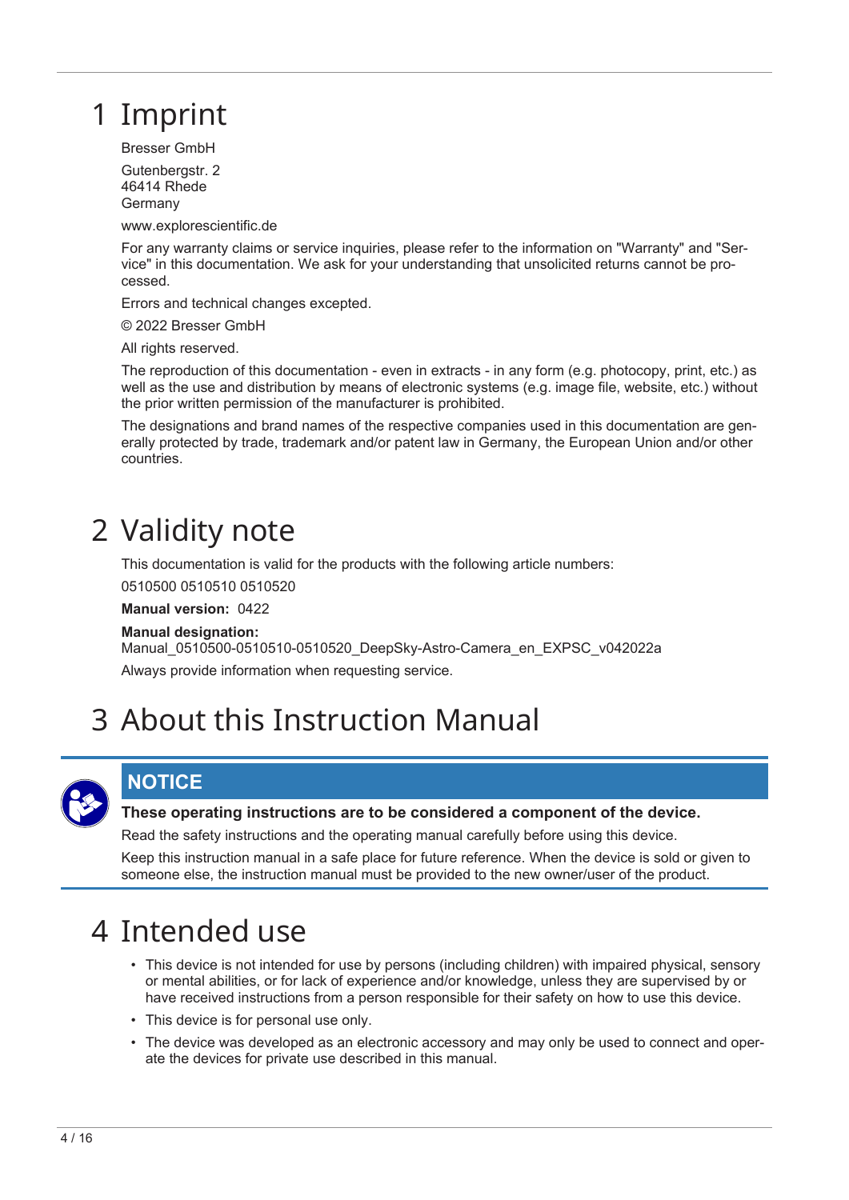# 1 Imprint

Bresser GmbH

Gutenbergstr. 2
46414 Rhede
Germany

www.explorescientific.de

For any warranty claims or service inquiries, please refer to the information on "Warranty" and "Service" in this documentation. We ask for your understanding that unsolicited returns cannot be processed.

Errors and technical changes excepted.

© 2022 Bresser GmbH

All rights reserved.

The reproduction of this documentation - even in extracts - in any form (e.g. photocopy, print, etc.) as well as the use and distribution by means of electronic systems (e.g. image file, website, etc.) without the prior written permission of the manufacturer is prohibited.

The designations and brand names of the respective companies used in this documentation are generally protected by trade, trademark and/or patent law in Germany, the European Union and/or other countries.

# 2 Validity note

This documentation is valid for the products with the following article numbers:

0510500 0510510 0510520

**Manual version:** 0422

**Manual designation:**
Manual_0510500-0510510-0510520_DeepSky-Astro-Camera_en_EXPSC_v042022a

Always provide information when requesting service.

# 3 About this Instruction Manual

**NOTICE**

**These operating instructions are to be considered a component of the device.**

Read the safety instructions and the operating manual carefully before using this device.

Keep this instruction manual in a safe place for future reference. When the device is sold or given to someone else, the instruction manual must be provided to the new owner/user of the product.

# 4 Intended use

- This device is not intended for use by persons (including children) with impaired physical, sensory or mental abilities, or for lack of experience and/or knowledge, unless they are supervised by or have received instructions from a person responsible for their safety on how to use this device.
- This device is for personal use only.
- The device was developed as an electronic accessory and may only be used to connect and operate the devices for private use described in this manual.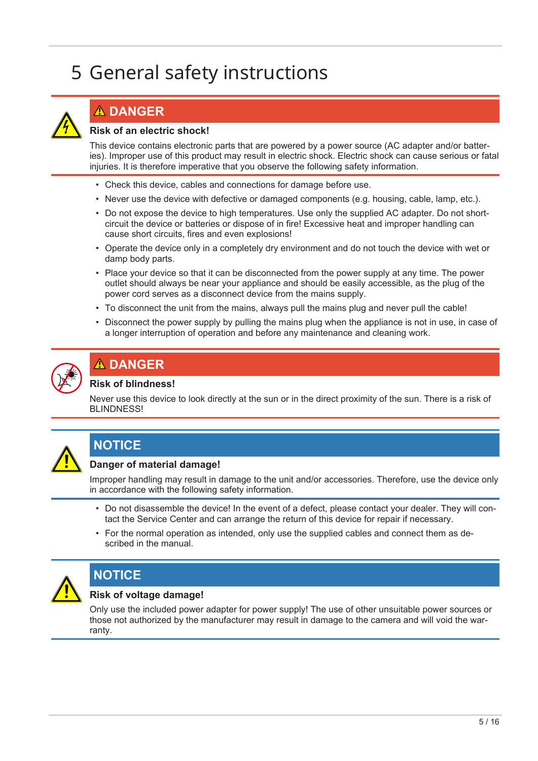# 5 General safety instructions

## ⚠ DANGER

**Risk of an electric shock!**

This device contains electronic parts that are powered by a power source (AC adapter and/or batteries). Improper use of this product may result in electric shock. Electric shock can cause serious or fatal injuries. It is therefore imperative that you observe the following safety information.

- Check this device, cables and connections for damage before use.
- Never use the device with defective or damaged components (e.g. housing, cable, lamp, etc.).
- Do not expose the device to high temperatures. Use only the supplied AC adapter. Do not short-circuit the device or batteries or dispose of in fire! Excessive heat and improper handling can cause short circuits, fires and even explosions!
- Operate the device only in a completely dry environment and do not touch the device with wet or damp body parts.
- Place your device so that it can be disconnected from the power supply at any time. The power outlet should always be near your appliance and should be easily accessible, as the plug of the power cord serves as a disconnect device from the mains supply.
- To disconnect the unit from the mains, always pull the mains plug and never pull the cable!
- Disconnect the power supply by pulling the mains plug when the appliance is not in use, in case of a longer interruption of operation and before any maintenance and cleaning work.

## ⚠ DANGER

**Risk of blindness!**

Never use this device to look directly at the sun or in the direct proximity of the sun. There is a risk of BLINDNESS!

## NOTICE

**Danger of material damage!**

Improper handling may result in damage to the unit and/or accessories. Therefore, use the device only in accordance with the following safety information.

- Do not disassemble the device! In the event of a defect, please contact your dealer. They will contact the Service Center and can arrange the return of this device for repair if necessary.
- For the normal operation as intended, only use the supplied cables and connect them as described in the manual.

## NOTICE

**Risk of voltage damage!**

Only use the included power adapter for power supply! The use of other unsuitable power sources or those not authorized by the manufacturer may result in damage to the camera and will void the warranty.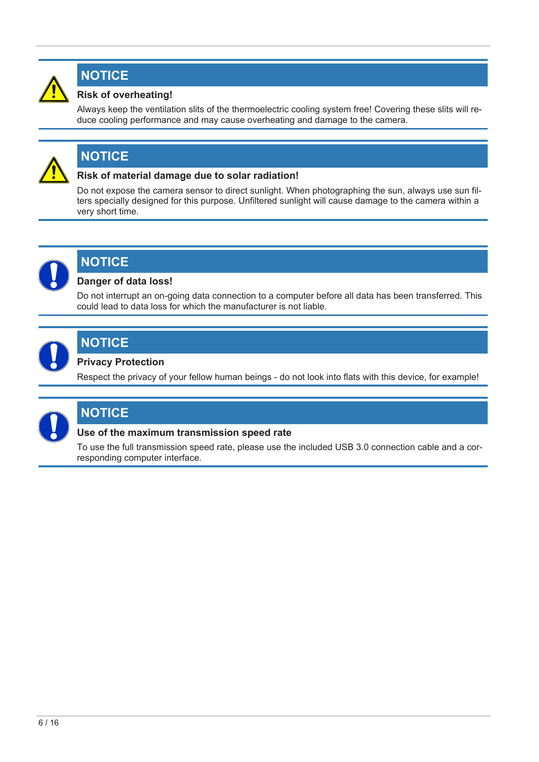## NOTICE

**Risk of overheating!**

Always keep the ventilation slits of the thermoelectric cooling system free! Covering these slits will reduce cooling performance and may cause overheating and damage to the camera.

## NOTICE

**Risk of material damage due to solar radiation!**

Do not expose the camera sensor to direct sunlight. When photographing the sun, always use sun filters specially designed for this purpose. Unfiltered sunlight will cause damage to the camera within a very short time.

## NOTICE

**Danger of data loss!**

Do not interrupt an on-going data connection to a computer before all data has been transferred. This could lead to data loss for which the manufacturer is not liable.

## NOTICE

**Privacy Protection**

Respect the privacy of your fellow human beings - do not look into flats with this device, for example!

## NOTICE

**Use of the maximum transmission speed rate**

To use the full transmission speed rate, please use the included USB 3.0 connection cable and a corresponding computer interface.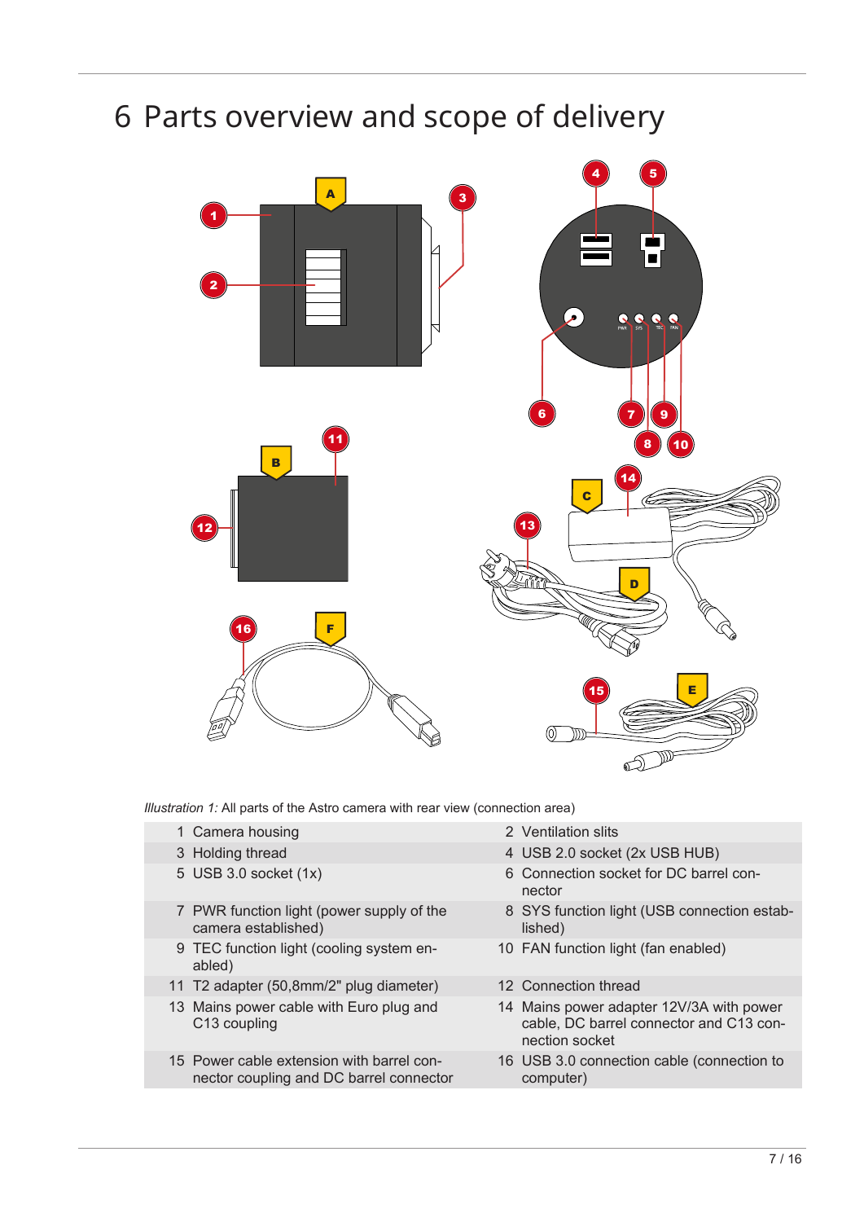# 6 Parts overview and scope of delivery

*Illustration 1:* All parts of the Astro camera with rear view (connection area)

| | | | |
|---|---|---|---|
| 1 | Camera housing | 2 | Ventilation slits |
| 3 | Holding thread | 4 | USB 2.0 socket (2x USB HUB) |
| 5 | USB 3.0 socket (1x) | 6 | Connection socket for DC barrel connector |
| 7 | PWR function light (power supply of the camera established) | 8 | SYS function light (USB connection established) |
| 9 | TEC function light (cooling system enabled) | 10 | FAN function light (fan enabled) |
| 11 | T2 adapter (50,8mm/2" plug diameter) | 12 | Connection thread |
| 13 | Mains power cable with Euro plug and C13 coupling | 14 | Mains power adapter 12V/3A with power cable, DC barrel connector and C13 connection socket |
| 15 | Power cable extension with barrel connector coupling and DC barrel connector | 16 | USB 3.0 connection cable (connection to computer) |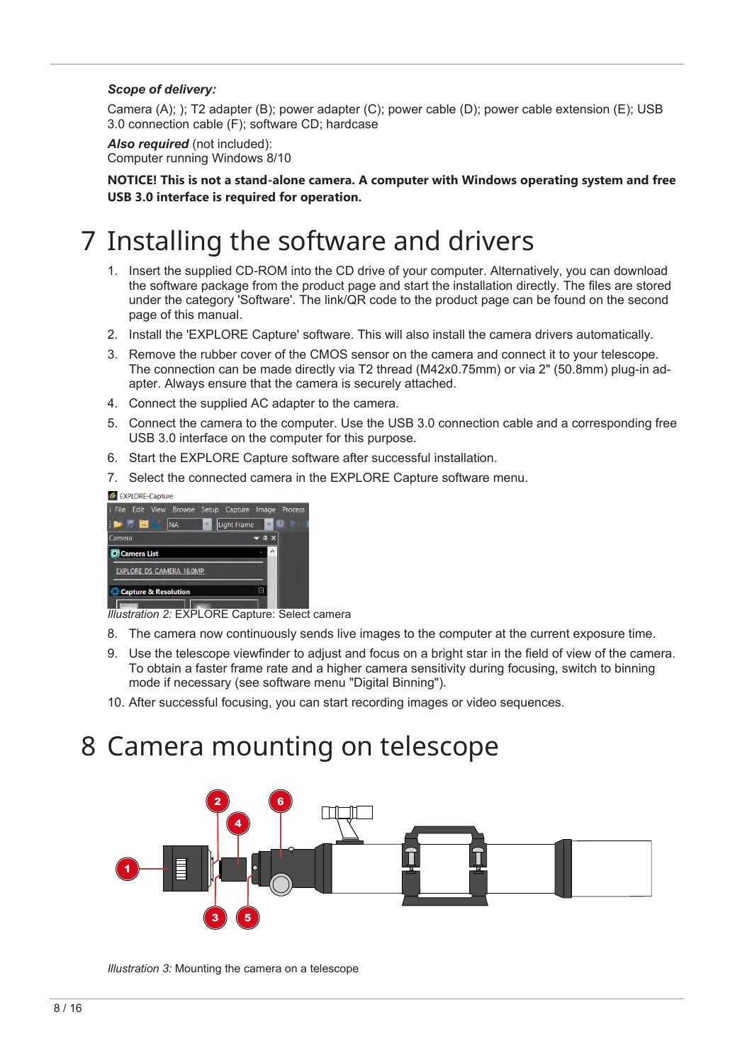***Scope of delivery:***

Camera (A); ); T2 adapter (B); power adapter (C); power cable (D); power cable extension (E); USB 3.0 connection cable (F); software CD; hardcase

***Also required*** (not included):
Computer running Windows 8/10

**NOTICE! This is not a stand-alone camera. A computer with Windows operating system and free USB 3.0 interface is required for operation.**

# 7 Installing the software and drivers

1. Insert the supplied CD-ROM into the CD drive of your computer. Alternatively, you can download the software package from the product page and start the installation directly. The files are stored under the category 'Software'. The link/QR code to the product page can be found on the second page of this manual.
2. Install the 'EXPLORE Capture' software. This will also install the camera drivers automatically.
3. Remove the rubber cover of the CMOS sensor on the camera and connect it to your telescope. The connection can be made directly via T2 thread (M42x0.75mm) or via 2" (50.8mm) plug-in adapter. Always ensure that the camera is securely attached.
4. Connect the supplied AC adapter to the camera.
5. Connect the camera to the computer. Use the USB 3.0 connection cable and a corresponding free USB 3.0 interface on the computer for this purpose.
6. Start the EXPLORE Capture software after successful installation.
7. Select the connected camera in the EXPLORE Capture software menu.

*Illustration 2:* EXPLORE Capture: Select camera

8. The camera now continuously sends live images to the computer at the current exposure time.
9. Use the telescope viewfinder to adjust and focus on a bright star in the field of view of the camera. To obtain a faster frame rate and a higher camera sensitivity during focusing, switch to binning mode if necessary (see software menu "Digital Binning").
10. After successful focusing, you can start recording images or video sequences.

# 8 Camera mounting on telescope

*Illustration 3:* Mounting the camera on a telescope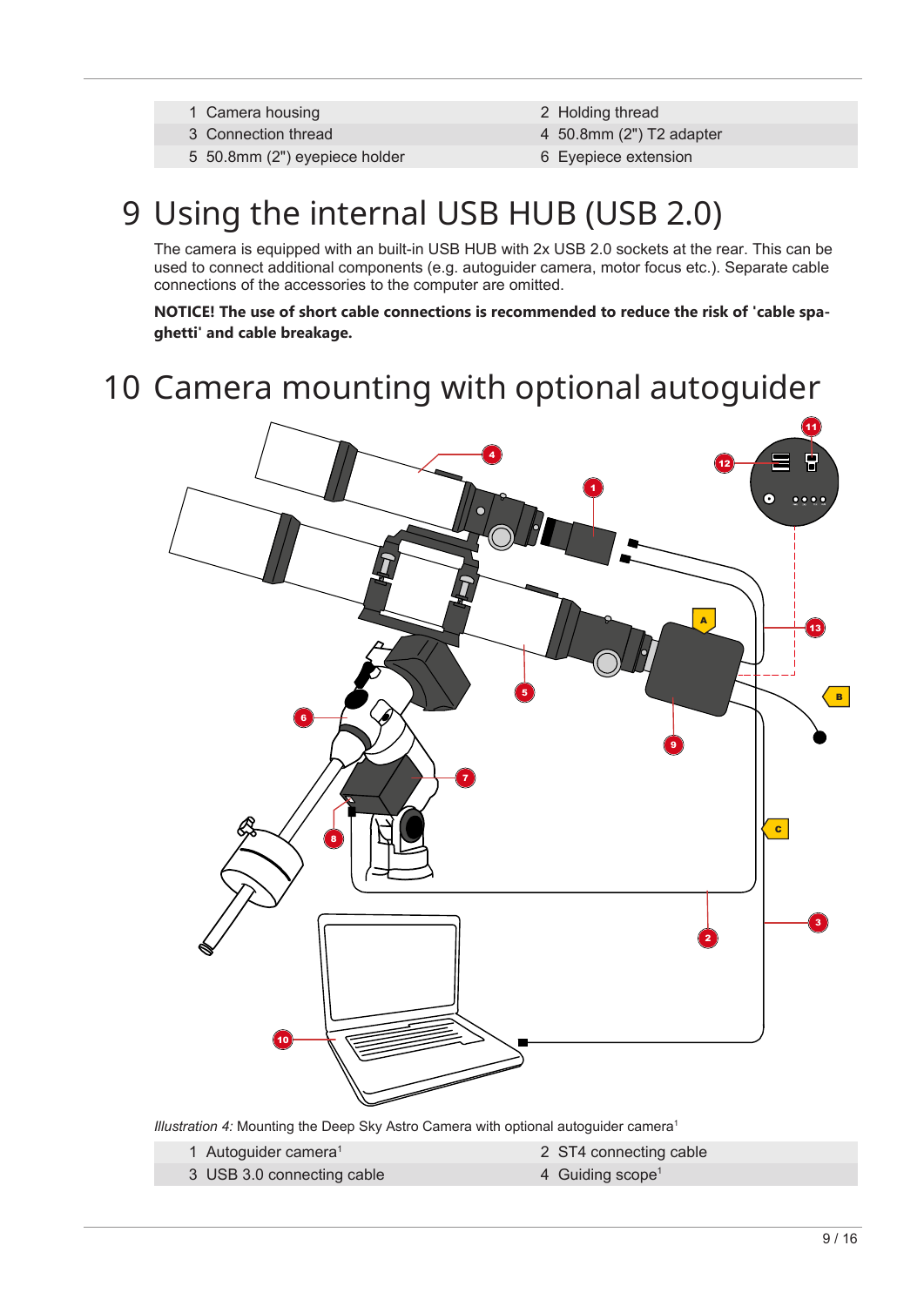| | |
|---|---|
| 1 Camera housing | 2 Holding thread |
| 3 Connection thread | 4 50.8mm (2") T2 adapter |
| 5 50.8mm (2") eyepiece holder | 6 Eyepiece extension |

# 9 Using the internal USB HUB (USB 2.0)

The camera is equipped with an built-in USB HUB with 2x USB 2.0 sockets at the rear. This can be used to connect additional components (e.g. autoguider camera, motor focus etc.). Separate cable connections of the accessories to the computer are omitted.

**NOTICE! The use of short cable connections is recommended to reduce the risk of 'cable spaghetti' and cable breakage.**

# 10 Camera mounting with optional autoguider

*Illustration 4:* Mounting the Deep Sky Astro Camera with optional autoguider camera[1]

| | |
|---|---|
| 1 Autoguider camera[1] | 2 ST4 connecting cable |
| 3 USB 3.0 connecting cable | 4 Guiding scope[1] |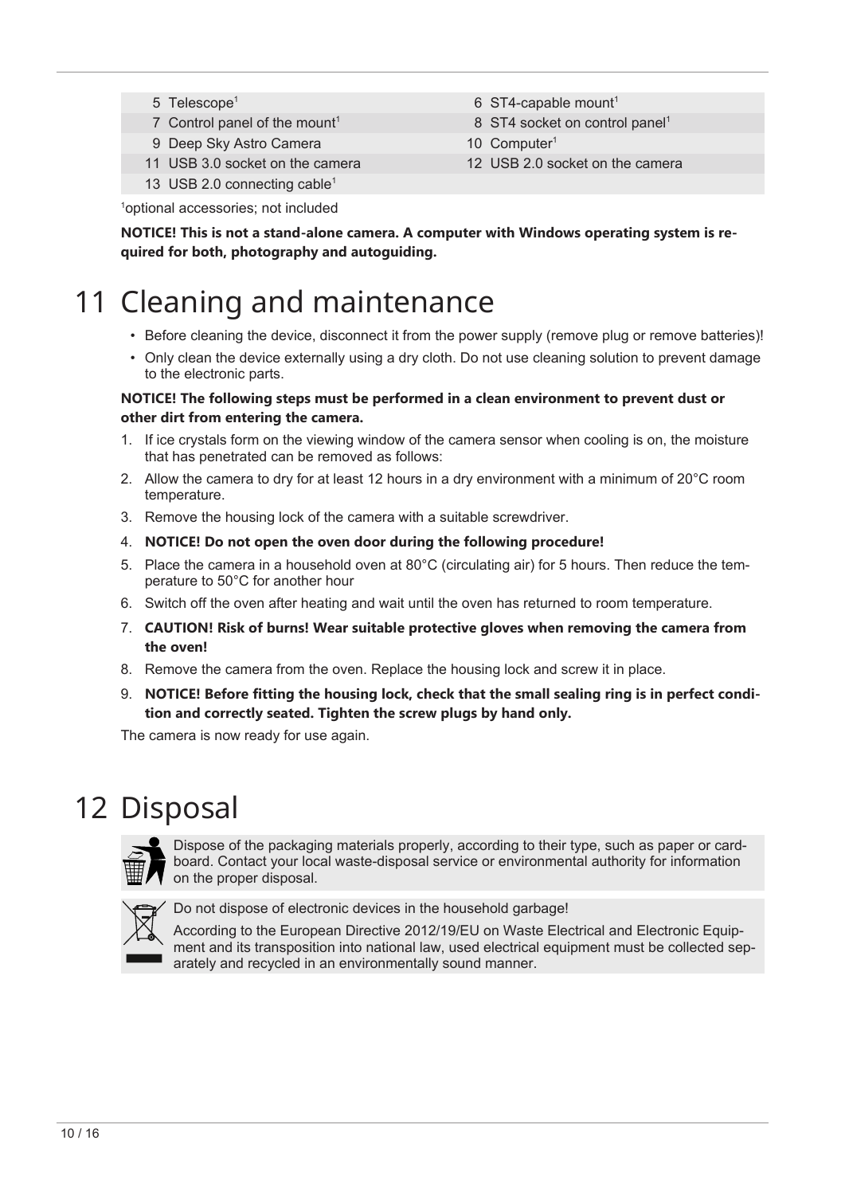| | |
|---|---|
| 5 Telescope[1] | 6 ST4-capable mount[1] |
| 7 Control panel of the mount[1] | 8 ST4 socket on control panel[1] |
| 9 Deep Sky Astro Camera | 10 Computer[1] |
| 11 USB 3.0 socket on the camera | 12 USB 2.0 socket on the camera |
| 13 USB 2.0 connecting cable[1] | |

[1]optional accessories; not included

**NOTICE! This is not a stand-alone camera. A computer with Windows operating system is required for both, photography and autoguiding.**

# 11 Cleaning and maintenance

- Before cleaning the device, disconnect it from the power supply (remove plug or remove batteries)!
- Only clean the device externally using a dry cloth. Do not use cleaning solution to prevent damage to the electronic parts.

**NOTICE! The following steps must be performed in a clean environment to prevent dust or other dirt from entering the camera.**

1. If ice crystals form on the viewing window of the camera sensor when cooling is on, the moisture that has penetrated can be removed as follows:
2. Allow the camera to dry for at least 12 hours in a dry environment with a minimum of 20°C room temperature.
3. Remove the housing lock of the camera with a suitable screwdriver.
4. **NOTICE! Do not open the oven door during the following procedure!**
5. Place the camera in a household oven at 80°C (circulating air) for 5 hours. Then reduce the temperature to 50°C for another hour
6. Switch off the oven after heating and wait until the oven has returned to room temperature.
7. **CAUTION! Risk of burns! Wear suitable protective gloves when removing the camera from the oven!**
8. Remove the camera from the oven. Replace the housing lock and screw it in place.
9. **NOTICE! Before fitting the housing lock, check that the small sealing ring is in perfect condition and correctly seated. Tighten the screw plugs by hand only.**

The camera is now ready for use again.

# 12 Disposal

Dispose of the packaging materials properly, according to their type, such as paper or cardboard. Contact your local waste-disposal service or environmental authority for information on the proper disposal.

Do not dispose of electronic devices in the household garbage!

According to the European Directive 2012/19/EU on Waste Electrical and Electronic Equipment and its transposition into national law, used electrical equipment must be collected separately and recycled in an environmentally sound manner.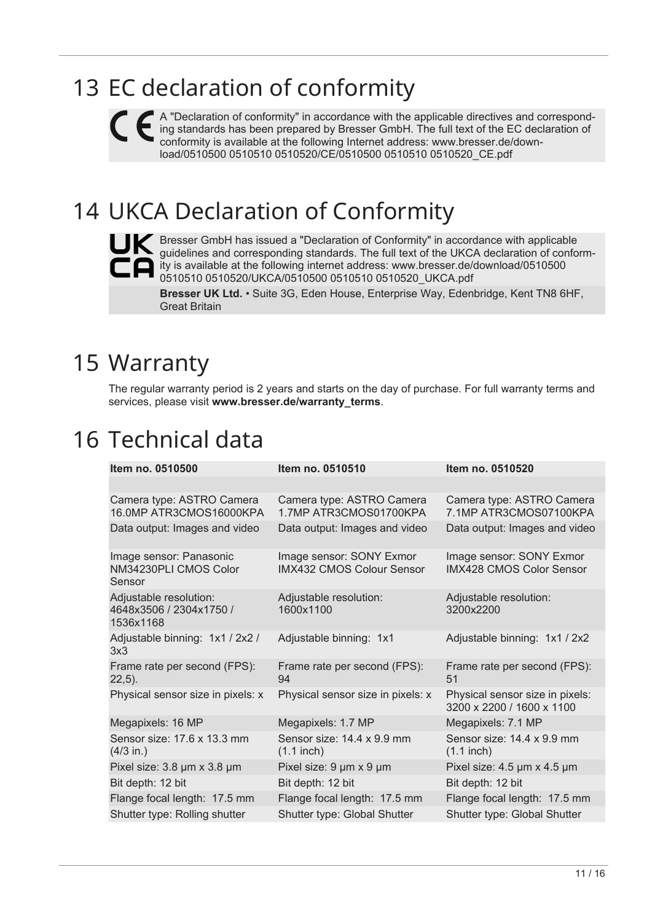# 13 EC declaration of conformity

A "Declaration of conformity" in accordance with the applicable directives and corresponding standards has been prepared by Bresser GmbH. The full text of the EC declaration of conformity is available at the following Internet address: www.bresser.de/download/0510500 0510510 0510520/CE/0510500 0510510 0510520_CE.pdf

# 14 UKCA Declaration of Conformity

Bresser GmbH has issued a "Declaration of Conformity" in accordance with applicable guidelines and corresponding standards. The full text of the UKCA declaration of conformity is available at the following internet address: www.bresser.de/download/0510500 0510510 0510520/UKCA/0510500 0510510 0510520_UKCA.pdf

**Bresser UK Ltd.** • Suite 3G, Eden House, Enterprise Way, Edenbridge, Kent TN8 6HF, Great Britain

# 15 Warranty

The regular warranty period is 2 years and starts on the day of purchase. For full warranty terms and services, please visit **www.bresser.de/warranty_terms**.

# 16 Technical data

| **Item no. 0510500** | **Item no. 0510510** | **Item no. 0510520** |
|---|---|---|
| | | |
| Camera type: ASTRO Camera 16.0MP ATR3CMOS16000KPA | Camera type: ASTRO Camera 1.7MP ATR3CMOS01700KPA | Camera type: ASTRO Camera 7.1MP ATR3CMOS07100KPA |
| Data output: Images and video | Data output: Images and video | Data output: Images and video |
| Image sensor: Panasonic NM34230PLI CMOS Color Sensor | Image sensor: SONY Exmor IMX432 CMOS Colour Sensor | Image sensor: SONY Exmor IMX428 CMOS Color Sensor |
| Adjustable resolution: 4648x3506 / 2304x1750 / 1536x1168 | Adjustable resolution: 1600x1100 | Adjustable resolution: 3200x2200 |
| Adjustable binning: 1x1 / 2x2 / 3x3 | Adjustable binning: 1x1 | Adjustable binning: 1x1 / 2x2 |
| Frame rate per second (FPS): 22,5). | Frame rate per second (FPS): 94 | Frame rate per second (FPS): 51 |
| Physical sensor size in pixels: x | Physical sensor size in pixels: x | Physical sensor size in pixels: 3200 x 2200 / 1600 x 1100 |
| Megapixels: 16 MP | Megapixels: 1.7 MP | Megapixels: 7.1 MP |
| Sensor size: 17.6 x 13.3 mm (4/3 in.) | Sensor size: 14.4 x 9.9 mm (1.1 inch) | Sensor size: 14.4 x 9.9 mm (1.1 inch) |
| Pixel size: 3.8 µm x 3.8 µm | Pixel size: 9 µm x 9 µm | Pixel size: 4.5 µm x 4.5 µm |
| Bit depth: 12 bit | Bit depth: 12 bit | Bit depth: 12 bit |
| Flange focal length: 17.5 mm | Flange focal length: 17.5 mm | Flange focal length: 17.5 mm |
| Shutter type: Rolling shutter | Shutter type: Global Shutter | Shutter type: Global Shutter |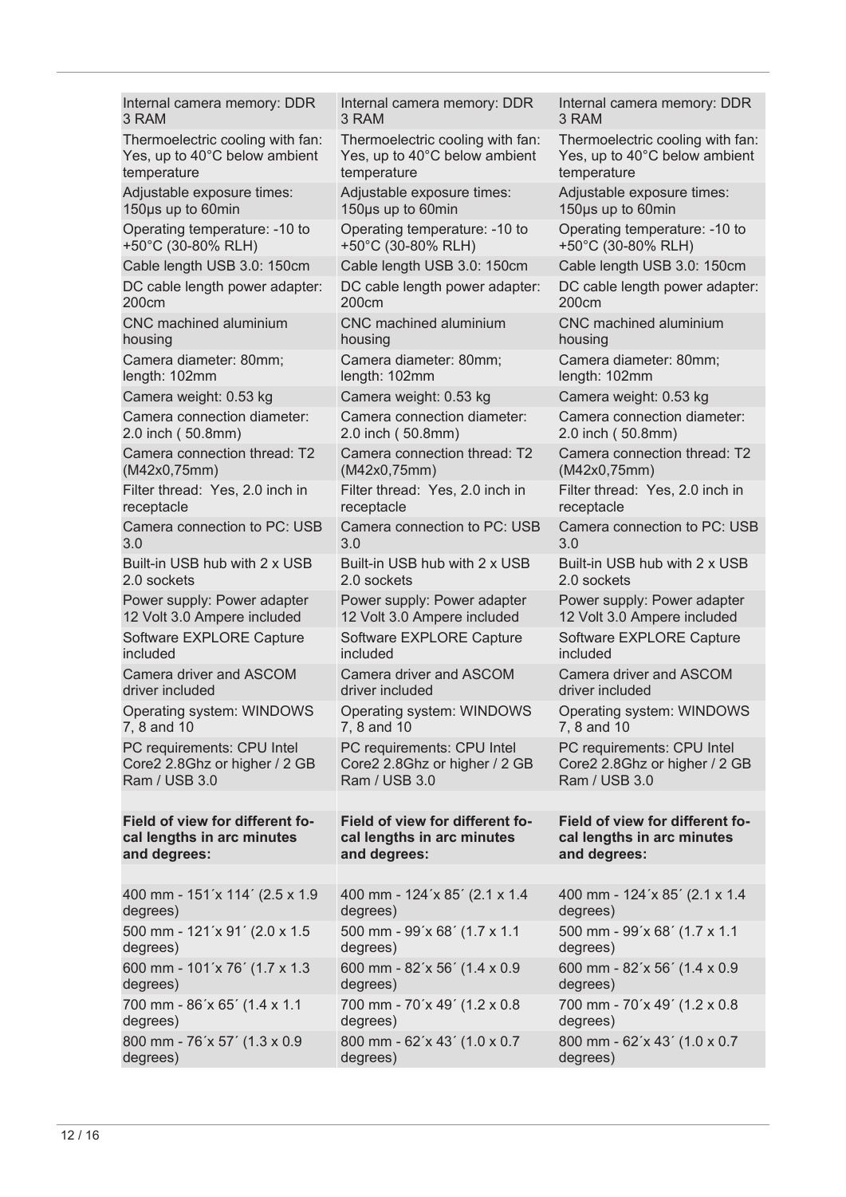| | | |
|---|---|---|
| Internal camera memory: DDR 3 RAM | Internal camera memory: DDR 3 RAM | Internal camera memory: DDR 3 RAM |
| Thermoelectric cooling with fan: Yes, up to 40°C below ambient temperature | Thermoelectric cooling with fan: Yes, up to 40°C below ambient temperature | Thermoelectric cooling with fan: Yes, up to 40°C below ambient temperature |
| Adjustable exposure times: 150µs up to 60min | Adjustable exposure times: 150µs up to 60min | Adjustable exposure times: 150µs up to 60min |
| Operating temperature: -10 to +50°C (30-80% RLH) | Operating temperature: -10 to +50°C (30-80% RLH) | Operating temperature: -10 to +50°C (30-80% RLH) |
| Cable length USB 3.0: 150cm | Cable length USB 3.0: 150cm | Cable length USB 3.0: 150cm |
| DC cable length power adapter: 200cm | DC cable length power adapter: 200cm | DC cable length power adapter: 200cm |
| CNC machined aluminium housing | CNC machined aluminium housing | CNC machined aluminium housing |
| Camera diameter: 80mm; length: 102mm | Camera diameter: 80mm; length: 102mm | Camera diameter: 80mm; length: 102mm |
| Camera weight: 0.53 kg | Camera weight: 0.53 kg | Camera weight: 0.53 kg |
| Camera connection diameter: 2.0 inch ( 50.8mm) | Camera connection diameter: 2.0 inch ( 50.8mm) | Camera connection diameter: 2.0 inch ( 50.8mm) |
| Camera connection thread: T2 (M42x0,75mm) | Camera connection thread: T2 (M42x0,75mm) | Camera connection thread: T2 (M42x0,75mm) |
| Filter thread: Yes, 2.0 inch in receptacle | Filter thread: Yes, 2.0 inch in receptacle | Filter thread: Yes, 2.0 inch in receptacle |
| Camera connection to PC: USB 3.0 | Camera connection to PC: USB 3.0 | Camera connection to PC: USB 3.0 |
| Built-in USB hub with 2 x USB 2.0 sockets | Built-in USB hub with 2 x USB 2.0 sockets | Built-in USB hub with 2 x USB 2.0 sockets |
| Power supply: Power adapter 12 Volt 3.0 Ampere included | Power supply: Power adapter 12 Volt 3.0 Ampere included | Power supply: Power adapter 12 Volt 3.0 Ampere included |
| Software EXPLORE Capture included | Software EXPLORE Capture included | Software EXPLORE Capture included |
| Camera driver and ASCOM driver included | Camera driver and ASCOM driver included | Camera driver and ASCOM driver included |
| Operating system: WINDOWS 7, 8 and 10 | Operating system: WINDOWS 7, 8 and 10 | Operating system: WINDOWS 7, 8 and 10 |
| PC requirements: CPU Intel Core2 2.8Ghz or higher / 2 GB Ram / USB 3.0 | PC requirements: CPU Intel Core2 2.8Ghz or higher / 2 GB Ram / USB 3.0 | PC requirements: CPU Intel Core2 2.8Ghz or higher / 2 GB Ram / USB 3.0 |
| | | |
| **Field of view for different focal lengths in arc minutes and degrees:** | **Field of view for different focal lengths in arc minutes and degrees:** | **Field of view for different focal lengths in arc minutes and degrees:** |
| | | |
| 400 mm - 151´x 114´ (2.5 x 1.9 degrees) | 400 mm - 124´x 85´ (2.1 x 1.4 degrees) | 400 mm - 124´x 85´ (2.1 x 1.4 degrees) |
| 500 mm - 121´x 91´ (2.0 x 1.5 degrees) | 500 mm - 99´x 68´ (1.7 x 1.1 degrees) | 500 mm - 99´x 68´ (1.7 x 1.1 degrees) |
| 600 mm - 101´x 76´ (1.7 x 1.3 degrees) | 600 mm - 82´x 56´ (1.4 x 0.9 degrees) | 600 mm - 82´x 56´ (1.4 x 0.9 degrees) |
| 700 mm - 86´x 65´ (1.4 x 1.1 degrees) | 700 mm - 70´x 49´ (1.2 x 0.8 degrees) | 700 mm - 70´x 49´ (1.2 x 0.8 degrees) |
| 800 mm - 76´x 57´ (1.3 x 0.9 degrees) | 800 mm - 62´x 43´ (1.0 x 0.7 degrees) | 800 mm - 62´x 43´ (1.0 x 0.7 degrees) |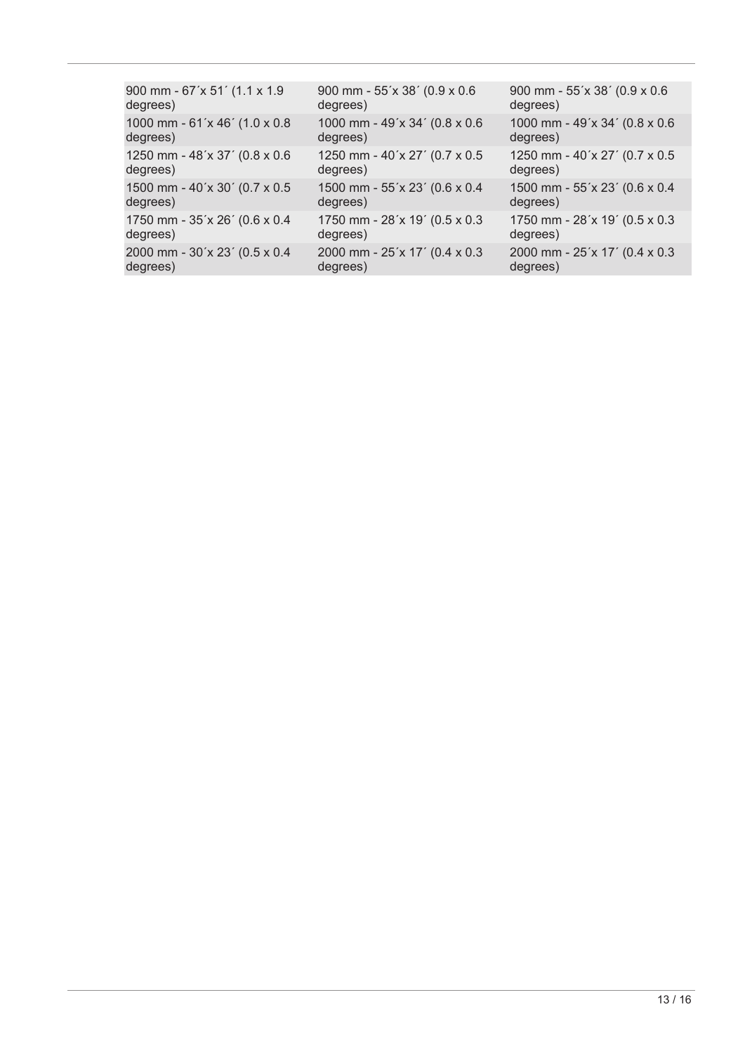| | | |
|---|---|---|
| 900 mm - 67´x 51´ (1.1 x 1.9 degrees) | 900 mm - 55´x 38´ (0.9 x 0.6 degrees) | 900 mm - 55´x 38´ (0.9 x 0.6 degrees) |
| 1000 mm - 61´x 46´ (1.0 x 0.8 degrees) | 1000 mm - 49´x 34´ (0.8 x 0.6 degrees) | 1000 mm - 49´x 34´ (0.8 x 0.6 degrees) |
| 1250 mm - 48´x 37´ (0.8 x 0.6 degrees) | 1250 mm - 40´x 27´ (0.7 x 0.5 degrees) | 1250 mm - 40´x 27´ (0.7 x 0.5 degrees) |
| 1500 mm - 40´x 30´ (0.7 x 0.5 degrees) | 1500 mm - 55´x 23´ (0.6 x 0.4 degrees) | 1500 mm - 55´x 23´ (0.6 x 0.4 degrees) |
| 1750 mm - 35´x 26´ (0.6 x 0.4 degrees) | 1750 mm - 28´x 19´ (0.5 x 0.3 degrees) | 1750 mm - 28´x 19´ (0.5 x 0.3 degrees) |
| 2000 mm - 30´x 23´ (0.5 x 0.4 degrees) | 2000 mm - 25´x 17´ (0.4 x 0.3 degrees) | 2000 mm - 25´x 17´ (0.4 x 0.3 degrees) |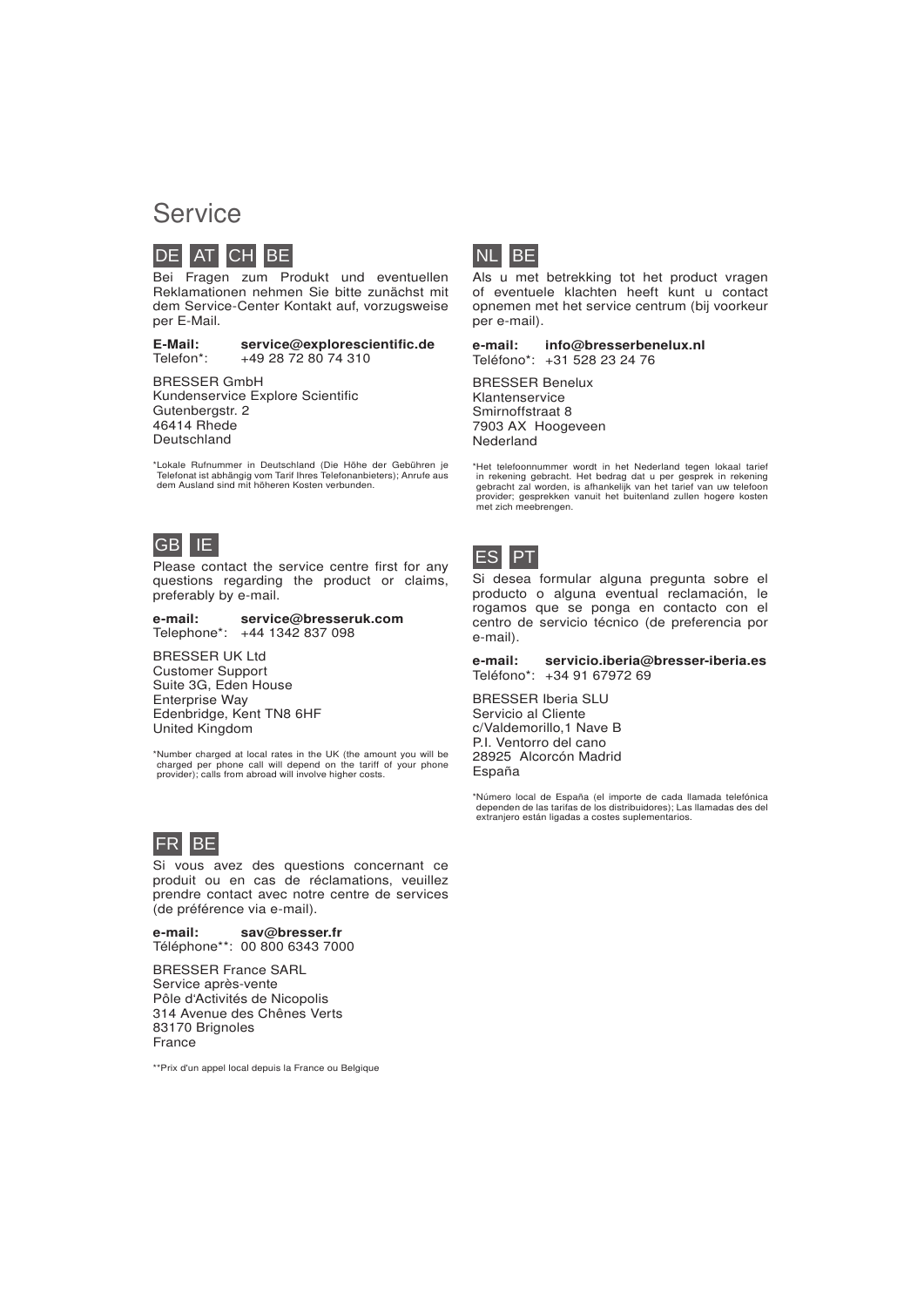# Service

## DE AT CH BE

Bei Fragen zum Produkt und eventuellen Reklamationen nehmen Sie bitte zunächst mit dem Service-Center Kontakt auf, vorzugsweise per E-Mail.

**E-Mail:** **service@explorescientific.de**
Telefon*: +49 28 72 80 74 310

BRESSER GmbH
Kundenservice Explore Scientific
Gutenbergstr. 2
46414 Rhede
Deutschland

*Lokale Rufnummer in Deutschland (Die Höhe der Gebühren je Telefonat ist abhängig vom Tarif Ihres Telefonanbieters); Anrufe aus dem Ausland sind mit höheren Kosten verbunden.

## GB IE

Please contact the service centre first for any questions regarding the product or claims, preferably by e-mail.

**e-mail:** **service@bresseruk.com**
Telephone*: +44 1342 837 098

BRESSER UK Ltd
Customer Support
Suite 3G, Eden House
Enterprise Way
Edenbridge, Kent TN8 6HF
United Kingdom

*Number charged at local rates in the UK (the amount you will be charged per phone call will depend on the tariff of your phone provider); calls from abroad will involve higher costs.

## FR BE

Si vous avez des questions concernant ce produit ou en cas de réclamations, veuillez prendre contact avec notre centre de services (de préférence via e-mail).

**e-mail:** **sav@bresser.fr**
Téléphone**: 00 800 6343 7000

BRESSER France SARL
Service après-vente
Pôle d'Activités de Nicopolis
314 Avenue des Chênes Verts
83170 Brignoles
France

**Prix d'un appel local depuis la France ou Belgique

## NL BE

Als u met betrekking tot het product vragen of eventuele klachten heeft kunt u contact opnemen met het service centrum (bij voorkeur per e-mail).

**e-mail:** **info@bresserbenelux.nl**
Teléfono*: +31 528 23 24 76

BRESSER Benelux
Klantenservice
Smirnoffstraat 8
7903 AX Hoogeveen
Nederland

*Het telefoonnummer wordt in het Nederland tegen lokaal tarief in rekening gebracht. Het bedrag dat u per gesprek in rekening gebracht zal worden, is afhankelijk van het tarief van uw telefoon provider; gesprekken vanuit het buitenland zullen hogere kosten met zich meebrengen.

## ES PT

Si desea formular alguna pregunta sobre el producto o alguna eventual reclamación, le rogamos que se ponga en contacto con el centro de servicio técnico (de preferencia por e-mail).

**e-mail:** **servicio.iberia@bresser-iberia.es**
Teléfono*: +34 91 67972 69

BRESSER Iberia SLU
Servicio al Cliente
c/Valdemorillo,1 Nave B
P.I. Ventorro del cano
28925 Alcorcón Madrid
España

*Número local de España (el importe de cada llamada telefónica dependen de las tarifas de los distribuidores); Las llamadas des del extranjero están ligadas a costes suplementarios.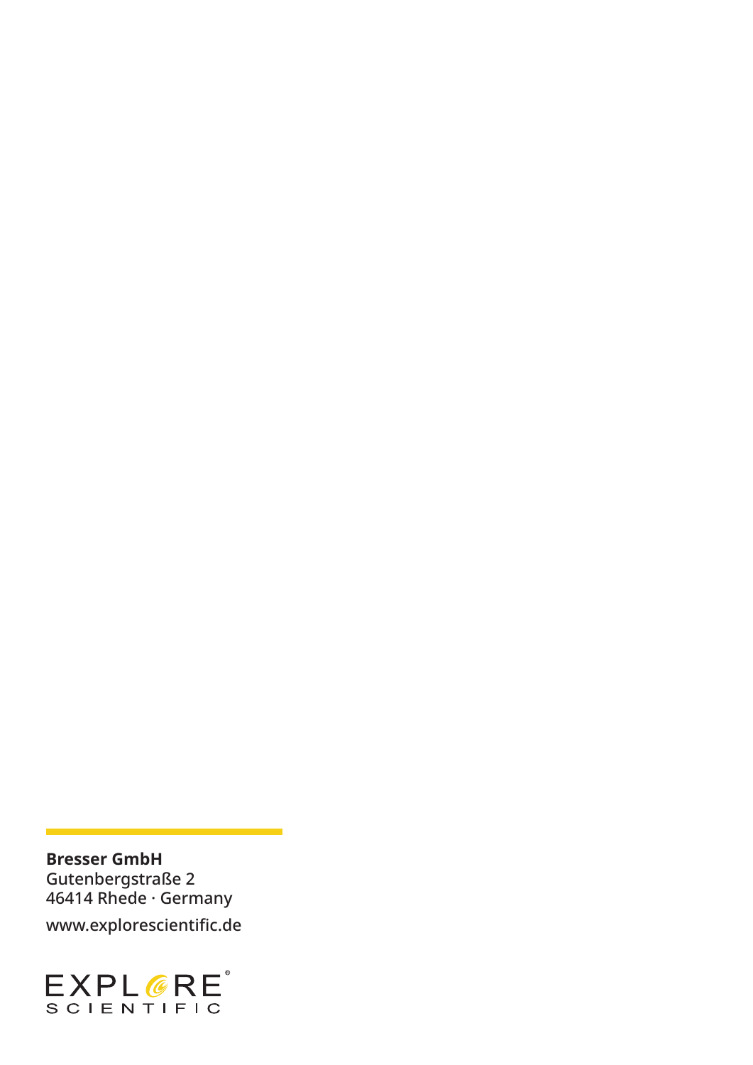**Bresser GmbH**
Gutenbergstraße 2
46414 Rhede · Germany

www.explorescientific.de

EXPLORE SCIENTIFIC